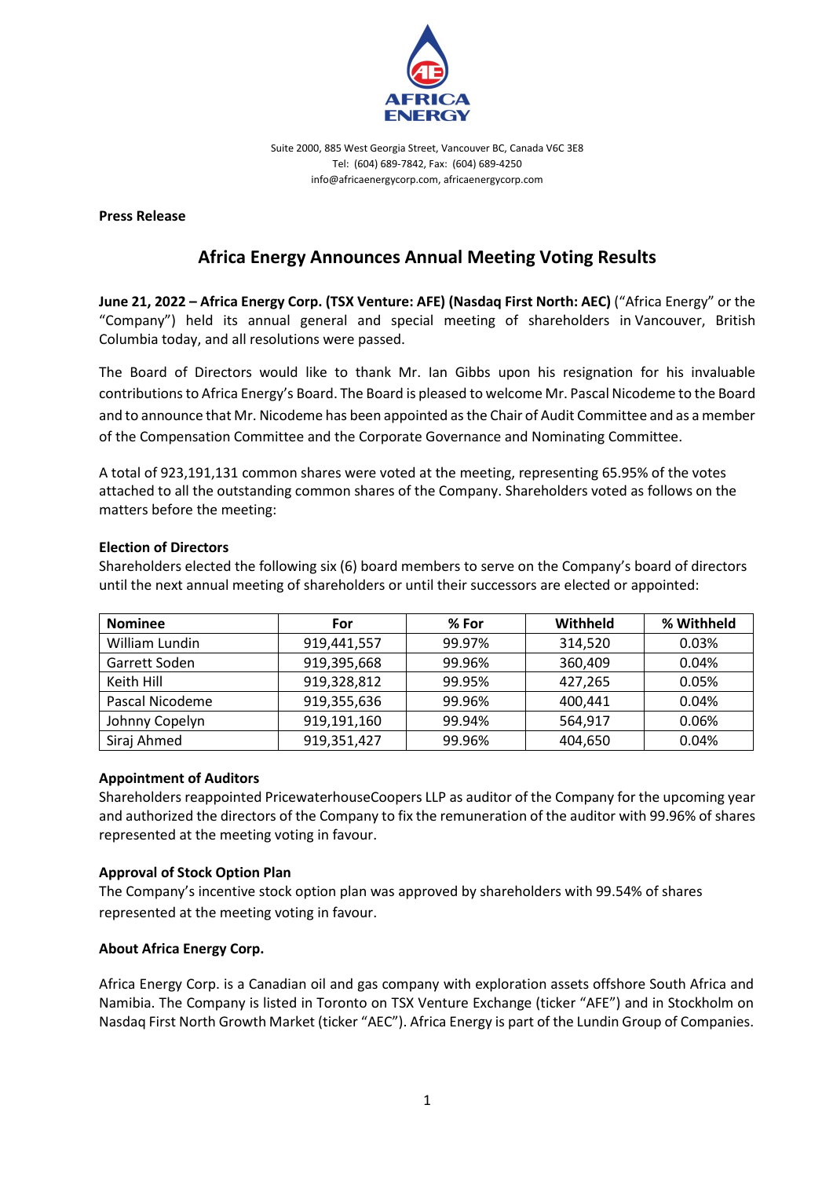AFRICA ENERGY

Suite 2000, 885 West Georgia Street, Vancouver BC, Canada V6C 3E8
Tel: (604) 689-7842, Fax: (604) 689-4250
info@africaenergycorp.com, africaenergycorp.com

**Press Release**

# Africa Energy Announces Annual Meeting Voting Results

**June 21, 2022 – Africa Energy Corp. (TSX Venture: AFE) (Nasdaq First North: AEC)** ("Africa Energy" or the "Company") held its annual general and special meeting of shareholders in Vancouver, British Columbia today, and all resolutions were passed.

The Board of Directors would like to thank Mr. Ian Gibbs upon his resignation for his invaluable contributions to Africa Energy's Board. The Board is pleased to welcome Mr. Pascal Nicodeme to the Board and to announce that Mr. Nicodeme has been appointed as the Chair of Audit Committee and as a member of the Compensation Committee and the Corporate Governance and Nominating Committee.

A total of 923,191,131 common shares were voted at the meeting, representing 65.95% of the votes attached to all the outstanding common shares of the Company. Shareholders voted as follows on the matters before the meeting:

**Election of Directors**

Shareholders elected the following six (6) board members to serve on the Company's board of directors until the next annual meeting of shareholders or until their successors are elected or appointed:

| Nominee | For | % For | Withheld | % Withheld |
|---|---|---|---|---|
| William Lundin | 919,441,557 | 99.97% | 314,520 | 0.03% |
| Garrett Soden | 919,395,668 | 99.96% | 360,409 | 0.04% |
| Keith Hill | 919,328,812 | 99.95% | 427,265 | 0.05% |
| Pascal Nicodeme | 919,355,636 | 99.96% | 400,441 | 0.04% |
| Johnny Copelyn | 919,191,160 | 99.94% | 564,917 | 0.06% |
| Siraj Ahmed | 919,351,427 | 99.96% | 404,650 | 0.04% |

**Appointment of Auditors**

Shareholders reappointed PricewaterhouseCoopers LLP as auditor of the Company for the upcoming year and authorized the directors of the Company to fix the remuneration of the auditor with 99.96% of shares represented at the meeting voting in favour.

**Approval of Stock Option Plan**

The Company's incentive stock option plan was approved by shareholders with 99.54% of shares represented at the meeting voting in favour.

**About Africa Energy Corp.**

Africa Energy Corp. is a Canadian oil and gas company with exploration assets offshore South Africa and Namibia. The Company is listed in Toronto on TSX Venture Exchange (ticker "AFE") and in Stockholm on Nasdaq First North Growth Market (ticker "AEC"). Africa Energy is part of the Lundin Group of Companies.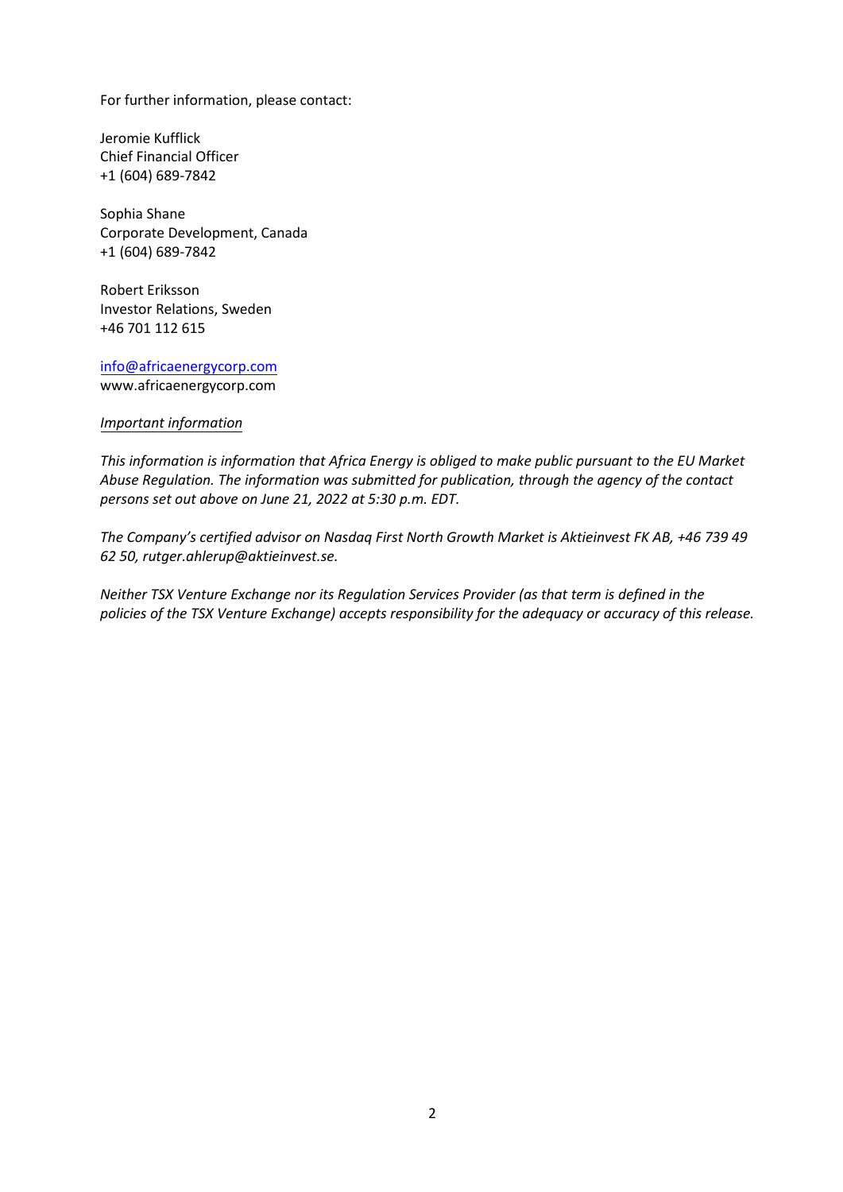For further information, please contact:

Jeromie Kufflick
Chief Financial Officer
+1 (604) 689-7842

Sophia Shane
Corporate Development, Canada
+1 (604) 689-7842

Robert Eriksson
Investor Relations, Sweden
+46 701 112 615

info@africaenergycorp.com
www.africaenergycorp.com

*Important information*

*This information is information that Africa Energy is obliged to make public pursuant to the EU Market Abuse Regulation. The information was submitted for publication, through the agency of the contact persons set out above on June 21, 2022 at 5:30 p.m. EDT.*

*The Company's certified advisor on Nasdaq First North Growth Market is Aktieinvest FK AB, +46 739 49 62 50, rutger.ahlerup@aktieinvest.se.*

*Neither TSX Venture Exchange nor its Regulation Services Provider (as that term is defined in the policies of the TSX Venture Exchange) accepts responsibility for the adequacy or accuracy of this release.*